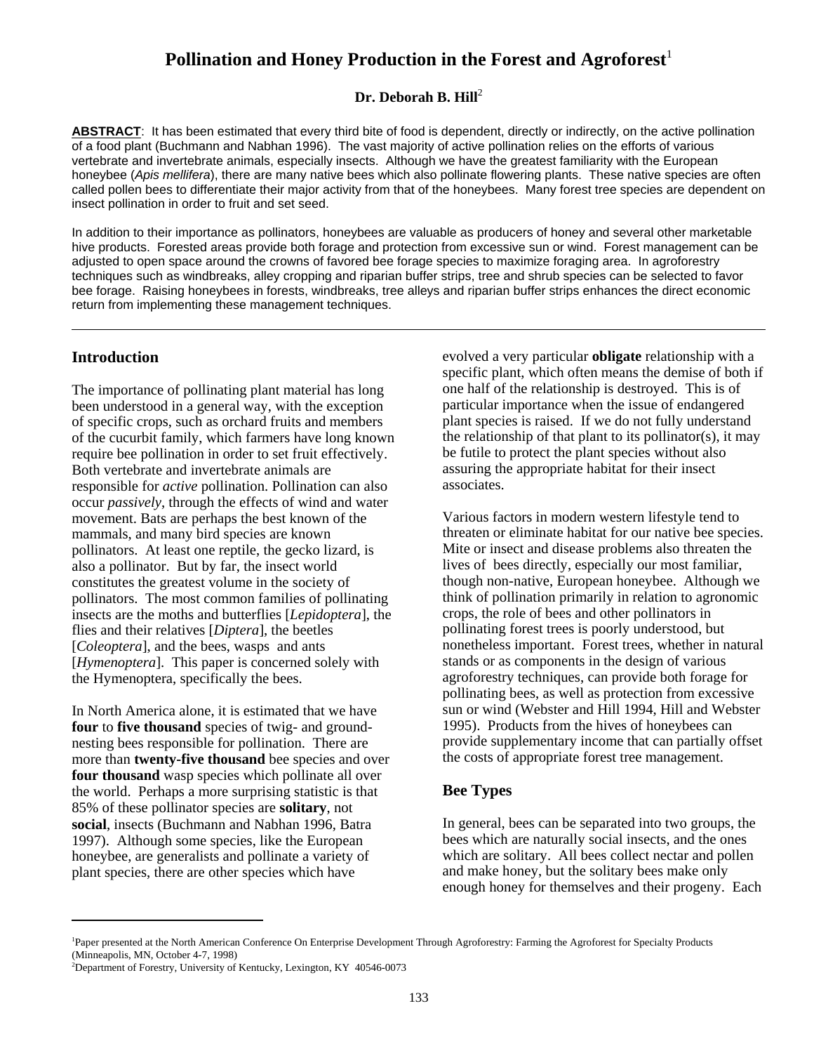# Pollination and Honey Production in the Forest and Agroforest[1]

**Dr. Deborah B. Hill**[2]

**ABSTRACT**: It has been estimated that every third bite of food is dependent, directly or indirectly, on the active pollination of a food plant (Buchmann and Nabhan 1996). The vast majority of active pollination relies on the efforts of various vertebrate and invertebrate animals, especially insects. Although we have the greatest familiarity with the European honeybee (*Apis mellifera*), there are many native bees which also pollinate flowering plants. These native species are often called pollen bees to differentiate their major activity from that of the honeybees. Many forest tree species are dependent on insect pollination in order to fruit and set seed.

In addition to their importance as pollinators, honeybees are valuable as producers of honey and several other marketable hive products. Forested areas provide both forage and protection from excessive sun or wind. Forest management can be adjusted to open space around the crowns of favored bee forage species to maximize foraging area. In agroforestry techniques such as windbreaks, alley cropping and riparian buffer strips, tree and shrub species can be selected to favor bee forage. Raising honeybees in forests, windbreaks, tree alleys and riparian buffer strips enhances the direct economic return from implementing these management techniques.

## Introduction

The importance of pollinating plant material has long been understood in a general way, with the exception of specific crops, such as orchard fruits and members of the cucurbit family, which farmers have long known require bee pollination in order to set fruit effectively. Both vertebrate and invertebrate animals are responsible for *active* pollination. Pollination can also occur *passively*, through the effects of wind and water movement. Bats are perhaps the best known of the mammals, and many bird species are known pollinators. At least one reptile, the gecko lizard, is also a pollinator. But by far, the insect world constitutes the greatest volume in the society of pollinators. The most common families of pollinating insects are the moths and butterflies [*Lepidoptera*], the flies and their relatives [*Diptera*], the beetles [*Coleoptera*], and the bees, wasps and ants [*Hymenoptera*]. This paper is concerned solely with the Hymenoptera, specifically the bees.

In North America alone, it is estimated that we have **four** to **five thousand** species of twig- and ground-nesting bees responsible for pollination. There are more than **twenty-five thousand** bee species and over **four thousand** wasp species which pollinate all over the world. Perhaps a more surprising statistic is that 85% of these pollinator species are **solitary**, not **social**, insects (Buchmann and Nabhan 1996, Batra 1997). Although some species, like the European honeybee, are generalists and pollinate a variety of plant species, there are other species which have evolved a very particular **obligate** relationship with a specific plant, which often means the demise of both if one half of the relationship is destroyed. This is of particular importance when the issue of endangered plant species is raised. If we do not fully understand the relationship of that plant to its pollinator(s), it may be futile to protect the plant species without also assuring the appropriate habitat for their insect associates.

Various factors in modern western lifestyle tend to threaten or eliminate habitat for our native bee species. Mite or insect and disease problems also threaten the lives of bees directly, especially our most familiar, though non-native, European honeybee. Although we think of pollination primarily in relation to agronomic crops, the role of bees and other pollinators in pollinating forest trees is poorly understood, but nonetheless important. Forest trees, whether in natural stands or as components in the design of various agroforestry techniques, can provide both forage for pollinating bees, as well as protection from excessive sun or wind (Webster and Hill 1994, Hill and Webster 1995). Products from the hives of honeybees can provide supplementary income that can partially offset the costs of appropriate forest tree management.

## Bee Types

In general, bees can be separated into two groups, the bees which are naturally social insects, and the ones which are solitary. All bees collect nectar and pollen and make honey, but the solitary bees make only enough honey for themselves and their progeny. Each

[1] Paper presented at the North American Conference On Enterprise Development Through Agroforestry: Farming the Agroforest for Specialty Products (Minneapolis, MN, October 4-7, 1998)

[2] Department of Forestry, University of Kentucky, Lexington, KY 40546-0073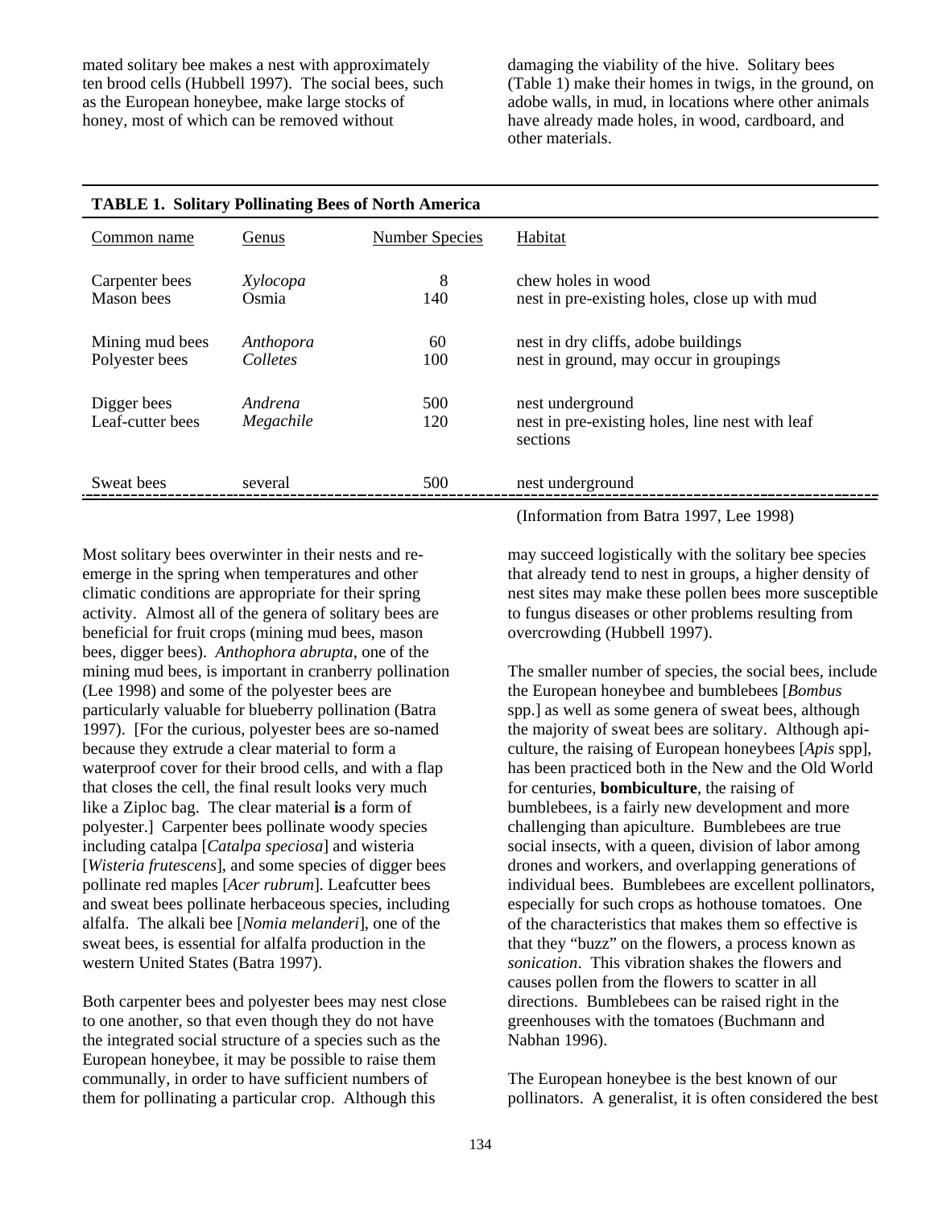mated solitary bee makes a nest with approximately ten brood cells (Hubbell 1997). The social bees, such as the European honeybee, make large stocks of honey, most of which can be removed without damaging the viability of the hive. Solitary bees (Table 1) make their homes in twigs, in the ground, on adobe walls, in mud, in locations where other animals have already made holes, in wood, cardboard, and other materials.

**TABLE 1. Solitary Pollinating Bees of North America**

| Common name | Genus | Number Species | Habitat |
|---|---|---|---|
| Carpenter bees | *Xylocopa* | 8 | chew holes in wood |
| Mason bees | Osmia | 140 | nest in pre-existing holes, close up with mud |
| Mining mud bees | *Anthopora* | 60 | nest in dry cliffs, adobe buildings |
| Polyester bees | *Colletes* | 100 | nest in ground, may occur in groupings |
| Digger bees | *Andrena* | 500 | nest underground |
| Leaf-cutter bees | *Megachile* | 120 | nest in pre-existing holes, line nest with leaf sections |
| Sweat bees | several | 500 | nest underground |

(Information from Batra 1997, Lee 1998)

Most solitary bees overwinter in their nests and re-emerge in the spring when temperatures and other climatic conditions are appropriate for their spring activity. Almost all of the genera of solitary bees are beneficial for fruit crops (mining mud bees, mason bees, digger bees). *Anthophora abrupta*, one of the mining mud bees, is important in cranberry pollination (Lee 1998) and some of the polyester bees are particularly valuable for blueberry pollination (Batra 1997). [For the curious, polyester bees are so-named because they extrude a clear material to form a waterproof cover for their brood cells, and with a flap that closes the cell, the final result looks very much like a Ziploc bag. The clear material **is** a form of polyester.] Carpenter bees pollinate woody species including catalpa [*Catalpa speciosa*] and wisteria [*Wisteria frutescens*], and some species of digger bees pollinate red maples [*Acer rubrum*]. Leafcutter bees and sweat bees pollinate herbaceous species, including alfalfa. The alkali bee [*Nomia melanderi*], one of the sweat bees, is essential for alfalfa production in the western United States (Batra 1997).

Both carpenter bees and polyester bees may nest close to one another, so that even though they do not have the integrated social structure of a species such as the European honeybee, it may be possible to raise them communally, in order to have sufficient numbers of them for pollinating a particular crop. Although this may succeed logistically with the solitary bee species that already tend to nest in groups, a higher density of nest sites may make these pollen bees more susceptible to fungus diseases or other problems resulting from overcrowding (Hubbell 1997).

The smaller number of species, the social bees, include the European honeybee and bumblebees [*Bombus* spp.] as well as some genera of sweat bees, although the majority of sweat bees are solitary. Although api-culture, the raising of European honeybees [*Apis* spp], has been practiced both in the New and the Old World for centuries, **bombiculture**, the raising of bumblebees, is a fairly new development and more challenging than apiculture. Bumblebees are true social insects, with a queen, division of labor among drones and workers, and overlapping generations of individual bees. Bumblebees are excellent pollinators, especially for such crops as hothouse tomatoes. One of the characteristics that makes them so effective is that they "buzz" on the flowers, a process known as *sonication*. This vibration shakes the flowers and causes pollen from the flowers to scatter in all directions. Bumblebees can be raised right in the greenhouses with the tomatoes (Buchmann and Nabhan 1996).

The European honeybee is the best known of our pollinators. A generalist, it is often considered the best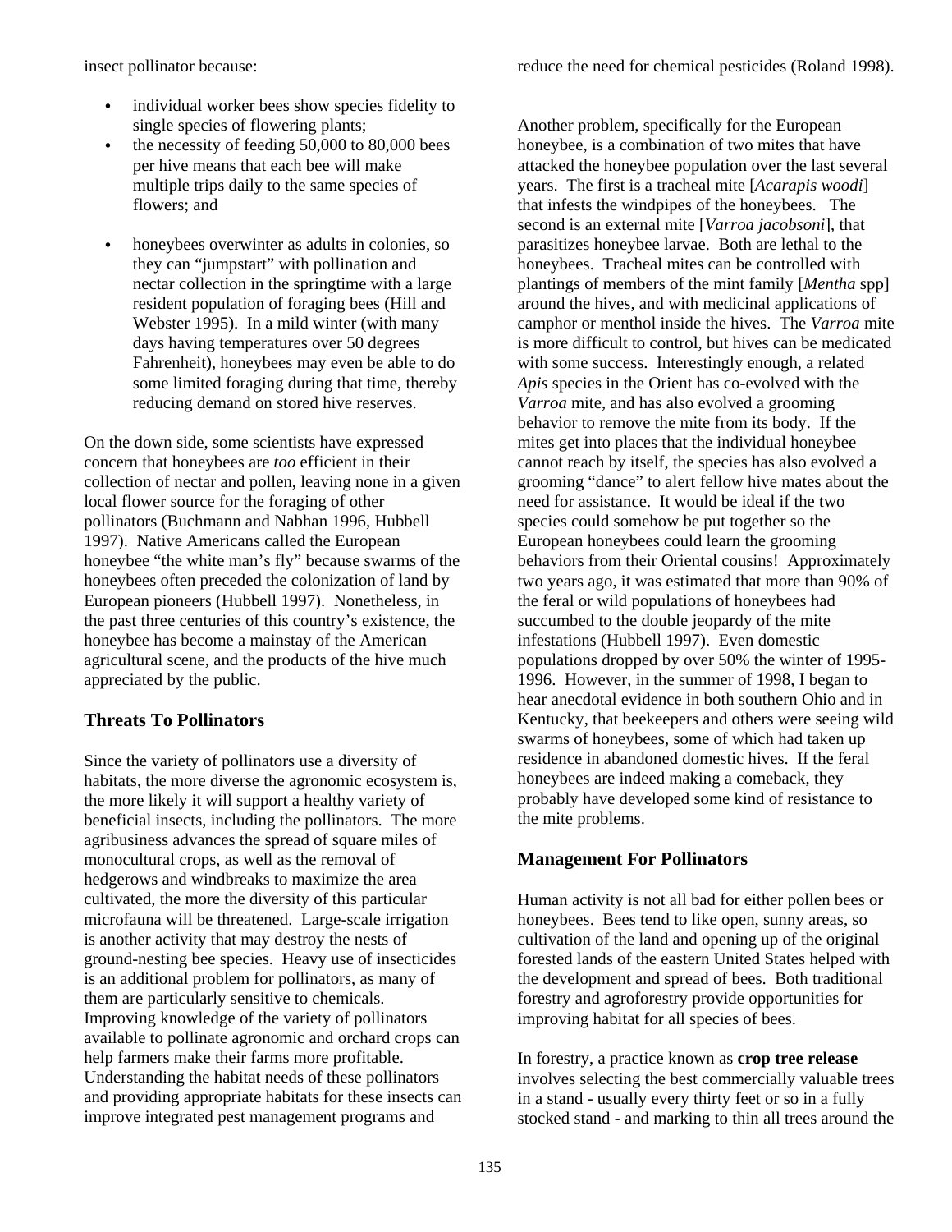insect pollinator because:

- individual worker bees show species fidelity to single species of flowering plants;
- the necessity of feeding 50,000 to 80,000 bees per hive means that each bee will make multiple trips daily to the same species of flowers; and
- honeybees overwinter as adults in colonies, so they can "jumpstart" with pollination and nectar collection in the springtime with a large resident population of foraging bees (Hill and Webster 1995). In a mild winter (with many days having temperatures over 50 degrees Fahrenheit), honeybees may even be able to do some limited foraging during that time, thereby reducing demand on stored hive reserves.

On the down side, some scientists have expressed concern that honeybees are *too* efficient in their collection of nectar and pollen, leaving none in a given local flower source for the foraging of other pollinators (Buchmann and Nabhan 1996, Hubbell 1997). Native Americans called the European honeybee "the white man's fly" because swarms of the honeybees often preceded the colonization of land by European pioneers (Hubbell 1997). Nonetheless, in the past three centuries of this country's existence, the honeybee has become a mainstay of the American agricultural scene, and the products of the hive much appreciated by the public.

### Threats To Pollinators

Since the variety of pollinators use a diversity of habitats, the more diverse the agronomic ecosystem is, the more likely it will support a healthy variety of beneficial insects, including the pollinators. The more agribusiness advances the spread of square miles of monocultural crops, as well as the removal of hedgerows and windbreaks to maximize the area cultivated, the more the diversity of this particular microfauna will be threatened. Large-scale irrigation is another activity that may destroy the nests of ground-nesting bee species. Heavy use of insecticides is an additional problem for pollinators, as many of them are particularly sensitive to chemicals. Improving knowledge of the variety of pollinators available to pollinate agronomic and orchard crops can help farmers make their farms more profitable. Understanding the habitat needs of these pollinators and providing appropriate habitats for these insects can improve integrated pest management programs and reduce the need for chemical pesticides (Roland 1998).

Another problem, specifically for the European honeybee, is a combination of two mites that have attacked the honeybee population over the last several years. The first is a tracheal mite [*Acarapis woodi*] that infests the windpipes of the honeybees. The second is an external mite [*Varroa jacobsoni*], that parasitizes honeybee larvae. Both are lethal to the honeybees. Tracheal mites can be controlled with plantings of members of the mint family [*Mentha* spp] around the hives, and with medicinal applications of camphor or menthol inside the hives. The *Varroa* mite is more difficult to control, but hives can be medicated with some success. Interestingly enough, a related *Apis* species in the Orient has co-evolved with the *Varroa* mite, and has also evolved a grooming behavior to remove the mite from its body. If the mites get into places that the individual honeybee cannot reach by itself, the species has also evolved a grooming "dance" to alert fellow hive mates about the need for assistance. It would be ideal if the two species could somehow be put together so the European honeybees could learn the grooming behaviors from their Oriental cousins! Approximately two years ago, it was estimated that more than 90% of the feral or wild populations of honeybees had succumbed to the double jeopardy of the mite infestations (Hubbell 1997). Even domestic populations dropped by over 50% the winter of 1995-1996. However, in the summer of 1998, I began to hear anecdotal evidence in both southern Ohio and in Kentucky, that beekeepers and others were seeing wild swarms of honeybees, some of which had taken up residence in abandoned domestic hives. If the feral honeybees are indeed making a comeback, they probably have developed some kind of resistance to the mite problems.

### Management For Pollinators

Human activity is not all bad for either pollen bees or honeybees. Bees tend to like open, sunny areas, so cultivation of the land and opening up of the original forested lands of the eastern United States helped with the development and spread of bees. Both traditional forestry and agroforestry provide opportunities for improving habitat for all species of bees.

In forestry, a practice known as **crop tree release** involves selecting the best commercially valuable trees in a stand - usually every thirty feet or so in a fully stocked stand - and marking to thin all trees around the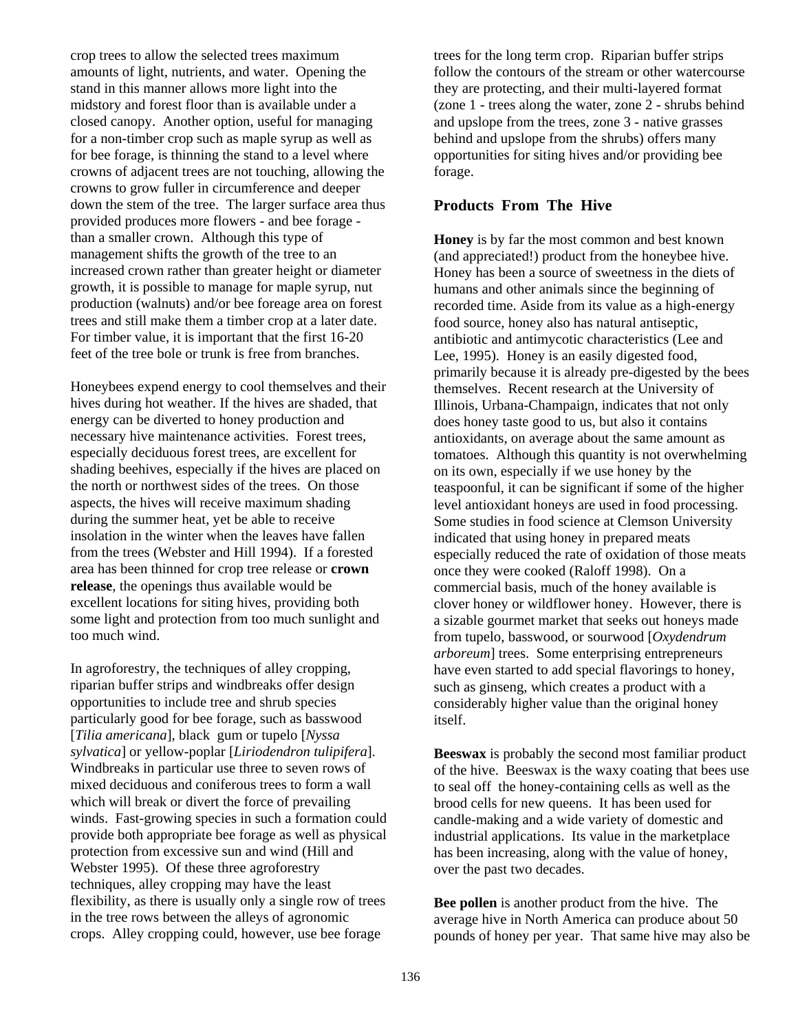crop trees to allow the selected trees maximum amounts of light, nutrients, and water. Opening the stand in this manner allows more light into the midstory and forest floor than is available under a closed canopy. Another option, useful for managing for a non-timber crop such as maple syrup as well as for bee forage, is thinning the stand to a level where crowns of adjacent trees are not touching, allowing the crowns to grow fuller in circumference and deeper down the stem of the tree. The larger surface area thus provided produces more flowers - and bee forage - than a smaller crown. Although this type of management shifts the growth of the tree to an increased crown rather than greater height or diameter growth, it is possible to manage for maple syrup, nut production (walnuts) and/or bee foreage area on forest trees and still make them a timber crop at a later date. For timber value, it is important that the first 16-20 feet of the tree bole or trunk is free from branches.

Honeybees expend energy to cool themselves and their hives during hot weather. If the hives are shaded, that energy can be diverted to honey production and necessary hive maintenance activities. Forest trees, especially deciduous forest trees, are excellent for shading beehives, especially if the hives are placed on the north or northwest sides of the trees. On those aspects, the hives will receive maximum shading during the summer heat, yet be able to receive insolation in the winter when the leaves have fallen from the trees (Webster and Hill 1994). If a forested area has been thinned for crop tree release or **crown release**, the openings thus available would be excellent locations for siting hives, providing both some light and protection from too much sunlight and too much wind.

In agroforestry, the techniques of alley cropping, riparian buffer strips and windbreaks offer design opportunities to include tree and shrub species particularly good for bee forage, such as basswood [*Tilia americana*], black gum or tupelo [*Nyssa sylvatica*] or yellow-poplar [*Liriodendron tulipifera*]. Windbreaks in particular use three to seven rows of mixed deciduous and coniferous trees to form a wall which will break or divert the force of prevailing winds. Fast-growing species in such a formation could provide both appropriate bee forage as well as physical protection from excessive sun and wind (Hill and Webster 1995). Of these three agroforestry techniques, alley cropping may have the least flexibility, as there is usually only a single row of trees in the tree rows between the alleys of agronomic crops. Alley cropping could, however, use bee forage trees for the long term crop. Riparian buffer strips follow the contours of the stream or other watercourse they are protecting, and their multi-layered format (zone 1 - trees along the water, zone 2 - shrubs behind and upslope from the trees, zone 3 - native grasses behind and upslope from the shrubs) offers many opportunities for siting hives and/or providing bee forage.

### Products From The Hive

**Honey** is by far the most common and best known (and appreciated!) product from the honeybee hive. Honey has been a source of sweetness in the diets of humans and other animals since the beginning of recorded time. Aside from its value as a high-energy food source, honey also has natural antiseptic, antibiotic and antimycotic characteristics (Lee and Lee, 1995). Honey is an easily digested food, primarily because it is already pre-digested by the bees themselves. Recent research at the University of Illinois, Urbana-Champaign, indicates that not only does honey taste good to us, but also it contains antioxidants, on average about the same amount as tomatoes. Although this quantity is not overwhelming on its own, especially if we use honey by the teaspoonful, it can be significant if some of the higher level antioxidant honeys are used in food processing. Some studies in food science at Clemson University indicated that using honey in prepared meats especially reduced the rate of oxidation of those meats once they were cooked (Raloff 1998). On a commercial basis, much of the honey available is clover honey or wildflower honey. However, there is a sizable gourmet market that seeks out honeys made from tupelo, basswood, or sourwood [*Oxydendrum arboreum*] trees. Some enterprising entrepreneurs have even started to add special flavorings to honey, such as ginseng, which creates a product with a considerably higher value than the original honey itself.

**Beeswax** is probably the second most familiar product of the hive. Beeswax is the waxy coating that bees use to seal off the honey-containing cells as well as the brood cells for new queens. It has been used for candle-making and a wide variety of domestic and industrial applications. Its value in the marketplace has been increasing, along with the value of honey, over the past two decades.

**Bee pollen** is another product from the hive. The average hive in North America can produce about 50 pounds of honey per year. That same hive may also be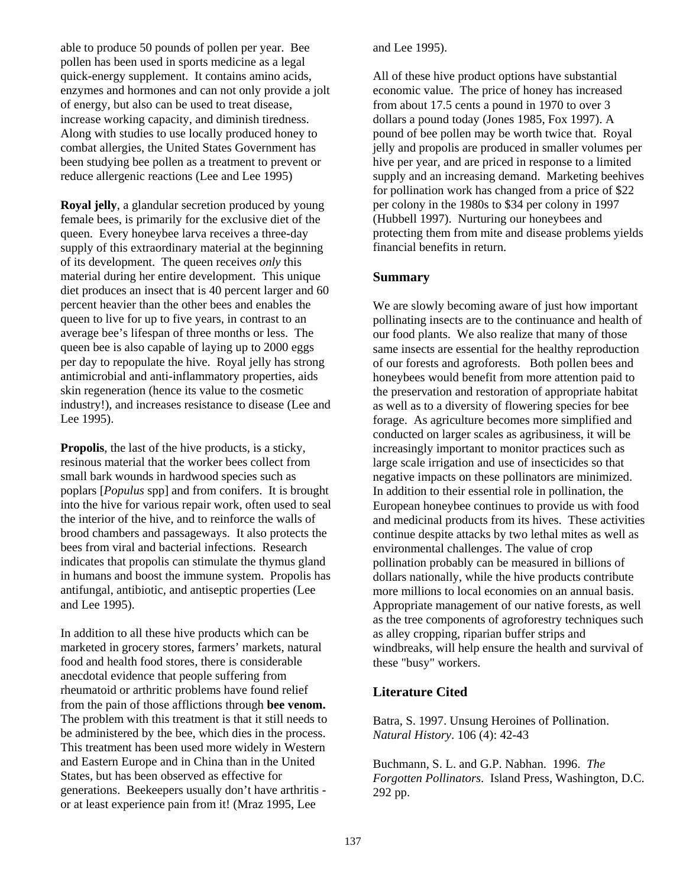able to produce 50 pounds of pollen per year. Bee pollen has been used in sports medicine as a legal quick-energy supplement. It contains amino acids, enzymes and hormones and can not only provide a jolt of energy, but also can be used to treat disease, increase working capacity, and diminish tiredness. Along with studies to use locally produced honey to combat allergies, the United States Government has been studying bee pollen as a treatment to prevent or reduce allergenic reactions (Lee and Lee 1995)

**Royal jelly**, a glandular secretion produced by young female bees, is primarily for the exclusive diet of the queen. Every honeybee larva receives a three-day supply of this extraordinary material at the beginning of its development. The queen receives *only* this material during her entire development. This unique diet produces an insect that is 40 percent larger and 60 percent heavier than the other bees and enables the queen to live for up to five years, in contrast to an average bee's lifespan of three months or less. The queen bee is also capable of laying up to 2000 eggs per day to repopulate the hive. Royal jelly has strong antimicrobial and anti-inflammatory properties, aids skin regeneration (hence its value to the cosmetic industry!), and increases resistance to disease (Lee and Lee 1995).

**Propolis**, the last of the hive products, is a sticky, resinous material that the worker bees collect from small bark wounds in hardwood species such as poplars [*Populus* spp] and from conifers. It is brought into the hive for various repair work, often used to seal the interior of the hive, and to reinforce the walls of brood chambers and passageways. It also protects the bees from viral and bacterial infections. Research indicates that propolis can stimulate the thymus gland in humans and boost the immune system. Propolis has antifungal, antibiotic, and antiseptic properties (Lee and Lee 1995).

In addition to all these hive products which can be marketed in grocery stores, farmers' markets, natural food and health food stores, there is considerable anecdotal evidence that people suffering from rheumatoid or arthritic problems have found relief from the pain of those afflictions through **bee venom.** The problem with this treatment is that it still needs to be administered by the bee, which dies in the process. This treatment has been used more widely in Western and Eastern Europe and in China than in the United States, but has been observed as effective for generations. Beekeepers usually don't have arthritis - or at least experience pain from it! (Mraz 1995, Lee and Lee 1995).

All of these hive product options have substantial economic value. The price of honey has increased from about 17.5 cents a pound in 1970 to over 3 dollars a pound today (Jones 1985, Fox 1997). A pound of bee pollen may be worth twice that. Royal jelly and propolis are produced in smaller volumes per hive per year, and are priced in response to a limited supply and an increasing demand. Marketing beehives for pollination work has changed from a price of $22 per colony in the 1980s to $34 per colony in 1997 (Hubbell 1997). Nurturing our honeybees and protecting them from mite and disease problems yields financial benefits in return.

## Summary

We are slowly becoming aware of just how important pollinating insects are to the continuance and health of our food plants. We also realize that many of those same insects are essential for the healthy reproduction of our forests and agroforests. Both pollen bees and honeybees would benefit from more attention paid to the preservation and restoration of appropriate habitat as well as to a diversity of flowering species for bee forage. As agriculture becomes more simplified and conducted on larger scales as agribusiness, it will be increasingly important to monitor practices such as large scale irrigation and use of insecticides so that negative impacts on these pollinators are minimized. In addition to their essential role in pollination, the European honeybee continues to provide us with food and medicinal products from its hives. These activities continue despite attacks by two lethal mites as well as environmental challenges. The value of crop pollination probably can be measured in billions of dollars nationally, while the hive products contribute more millions to local economies on an annual basis. Appropriate management of our native forests, as well as the tree components of agroforestry techniques such as alley cropping, riparian buffer strips and windbreaks, will help ensure the health and survival of these "busy" workers.

## Literature Cited

Batra, S. 1997. Unsung Heroines of Pollination. *Natural History*. 106 (4): 42-43

Buchmann, S. L. and G.P. Nabhan. 1996. *The Forgotten Pollinators*. Island Press, Washington, D.C. 292 pp.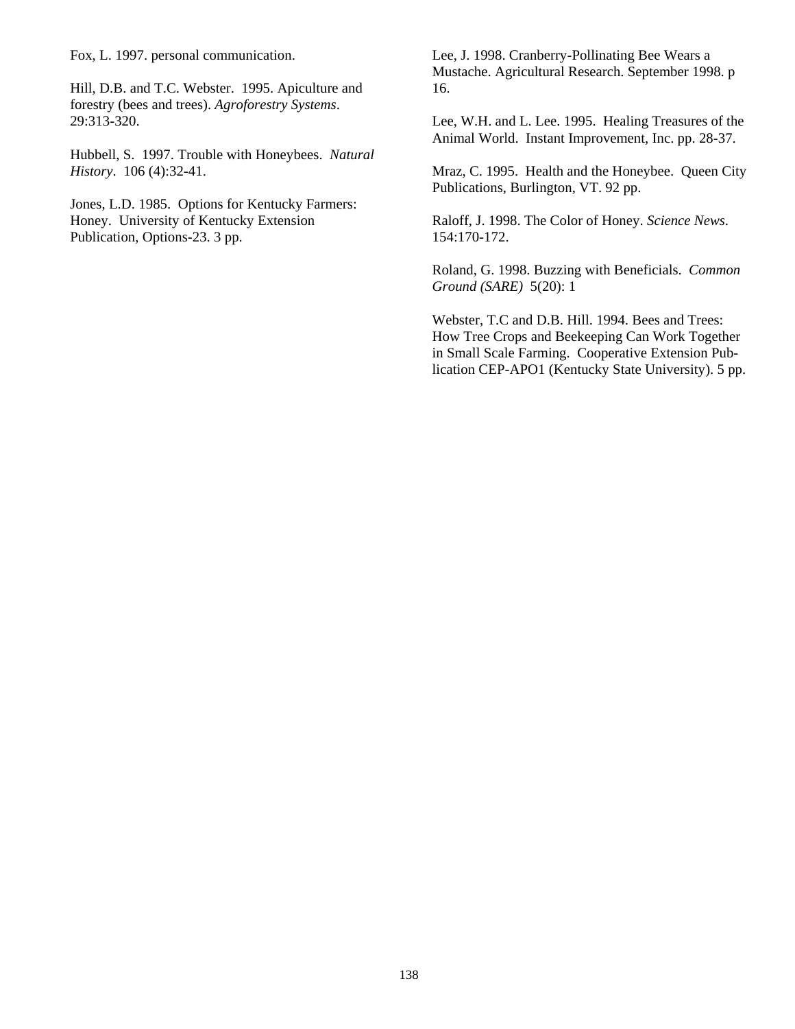Fox, L. 1997. personal communication.

Hill, D.B. and T.C. Webster. 1995. Apiculture and forestry (bees and trees). *Agroforestry Systems*. 29:313-320.

Hubbell, S. 1997. Trouble with Honeybees. *Natural History*. 106 (4):32-41.

Jones, L.D. 1985. Options for Kentucky Farmers: Honey. University of Kentucky Extension Publication, Options-23. 3 pp.

Lee, J. 1998. Cranberry-Pollinating Bee Wears a Mustache. Agricultural Research. September 1998. p 16.

Lee, W.H. and L. Lee. 1995. Healing Treasures of the Animal World. Instant Improvement, Inc. pp. 28-37.

Mraz, C. 1995. Health and the Honeybee. Queen City Publications, Burlington, VT. 92 pp.

Raloff, J. 1998. The Color of Honey. *Science News*. 154:170-172.

Roland, G. 1998. Buzzing with Beneficials. *Common Ground (SARE)* 5(20): 1

Webster, T.C and D.B. Hill. 1994. Bees and Trees: How Tree Crops and Beekeeping Can Work Together in Small Scale Farming. Cooperative Extension Publication CEP-APO1 (Kentucky State University). 5 pp.